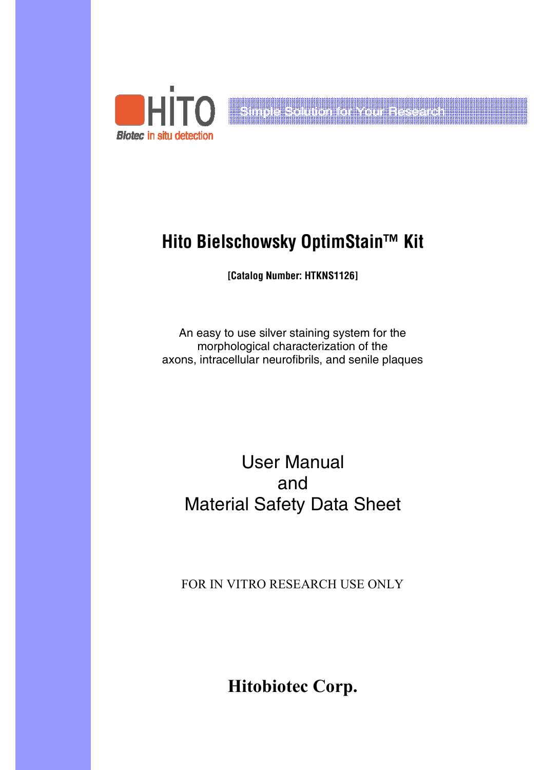HiTO
Biotec in situ detection

Simple solution for Your Research

# Hito Bielschowsky OptimStain™ Kit

**[Catalog Number: HTKNS1126]**

An easy to use silver staining system for the morphological characterization of the axons, intracellular neurofibrils, and senile plaques

## User Manual and Material Safety Data Sheet

FOR IN VITRO RESEARCH USE ONLY

**Hitobiotec Corp.**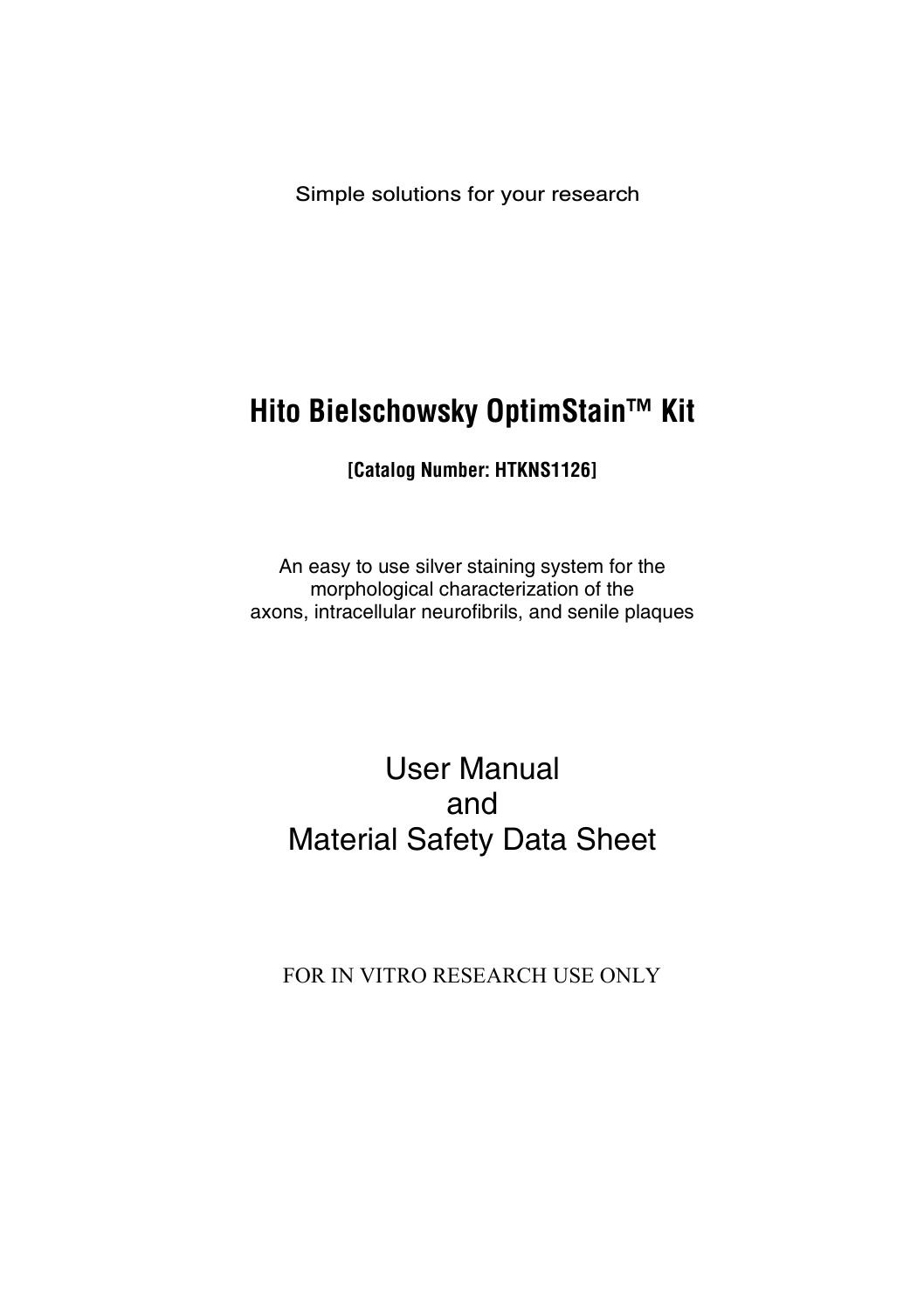Simple solutions for your research

# Hito Bielschowsky OptimStain™ Kit

**[Catalog Number: HTKNS1126]**

An easy to use silver staining system for the
morphological characterization of the
axons, intracellular neurofibrils, and senile plaques

## User Manual
## and
## Material Safety Data Sheet

FOR IN VITRO RESEARCH USE ONLY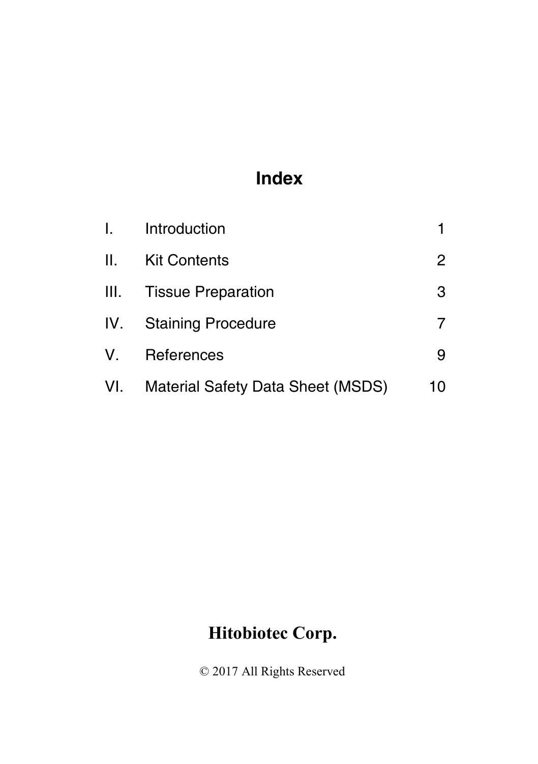# Index

| | | |
|---|---|---|
| I. | Introduction | 1 |
| II. | Kit Contents | 2 |
| III. | Tissue Preparation | 3 |
| IV. | Staining Procedure | 7 |
| V. | References | 9 |
| VI. | Material Safety Data Sheet (MSDS) | 10 |

**Hitobiotec Corp.**

© 2017 All Rights Reserved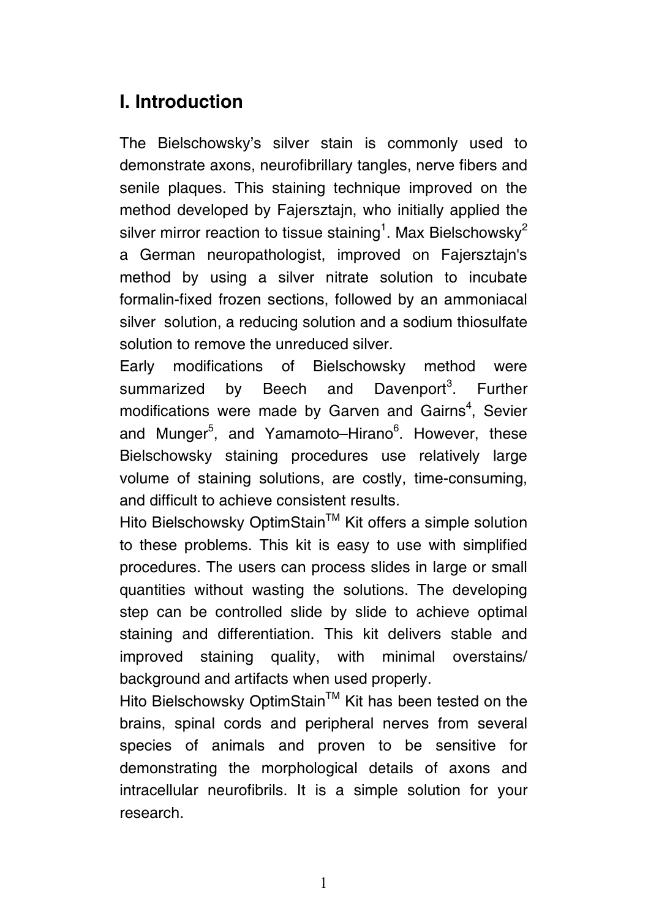## I. Introduction

The Bielschowsky's silver stain is commonly used to demonstrate axons, neurofibrillary tangles, nerve fibers and senile plaques. This staining technique improved on the method developed by Fajersztajn, who initially applied the silver mirror reaction to tissue staining[1]. Max Bielschowsky[2] a German neuropathologist, improved on Fajersztajn's method by using a silver nitrate solution to incubate formalin-fixed frozen sections, followed by an ammoniacal silver solution, a reducing solution and a sodium thiosulfate solution to remove the unreduced silver.

Early modifications of Bielschowsky method were summarized by Beech and Davenport[3]. Further modifications were made by Garven and Gairns[4], Sevier and Munger[5], and Yamamoto–Hirano[6]. However, these Bielschowsky staining procedures use relatively large volume of staining solutions, are costly, time-consuming, and difficult to achieve consistent results.

Hito Bielschowsky OptimStain™ Kit offers a simple solution to these problems. This kit is easy to use with simplified procedures. The users can process slides in large or small quantities without wasting the solutions. The developing step can be controlled slide by slide to achieve optimal staining and differentiation. This kit delivers stable and improved staining quality, with minimal overstains/ background and artifacts when used properly.

Hito Bielschowsky OptimStain™ Kit has been tested on the brains, spinal cords and peripheral nerves from several species of animals and proven to be sensitive for demonstrating the morphological details of axons and intracellular neurofibrils. It is a simple solution for your research.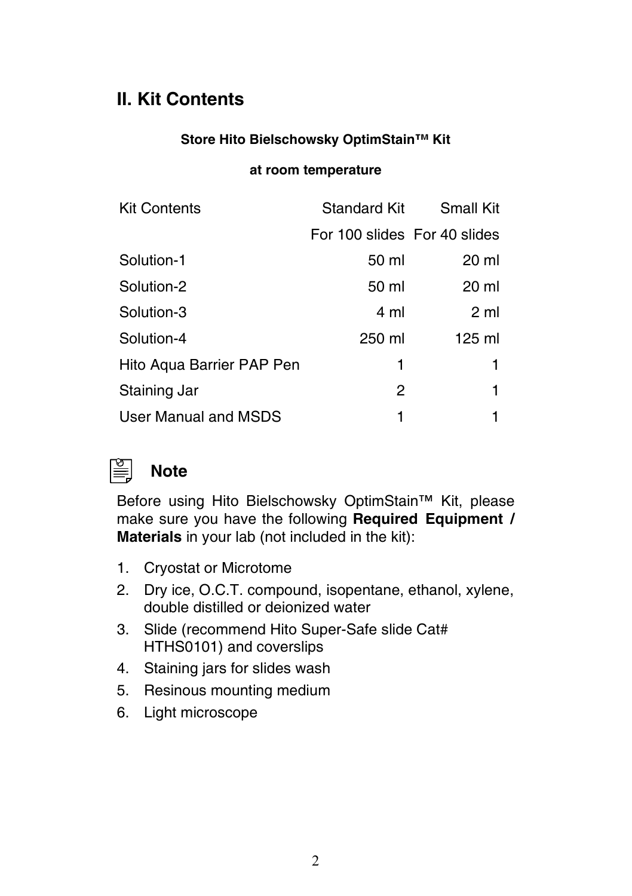## II. Kit Contents

**Store Hito Bielschowsky OptimStain™ Kit**

**at room temperature**

| Kit Contents | Standard Kit | Small Kit |
|---|---|---|
| | For 100 slides | For 40 slides |
| Solution-1 | 50 ml | 20 ml |
| Solution-2 | 50 ml | 20 ml |
| Solution-3 | 4 ml | 2 ml |
| Solution-4 | 250 ml | 125 ml |
| Hito Aqua Barrier PAP Pen | 1 | 1 |
| Staining Jar | 2 | 1 |
| User Manual and MSDS | 1 | 1 |

### Note

Before using Hito Bielschowsky OptimStain™ Kit, please make sure you have the following **Required Equipment / Materials** in your lab (not included in the kit):

1. Cryostat or Microtome
2. Dry ice, O.C.T. compound, isopentane, ethanol, xylene, double distilled or deionized water
3. Slide (recommend Hito Super-Safe slide Cat# HTHS0101) and coverslips
4. Staining jars for slides wash
5. Resinous mounting medium
6. Light microscope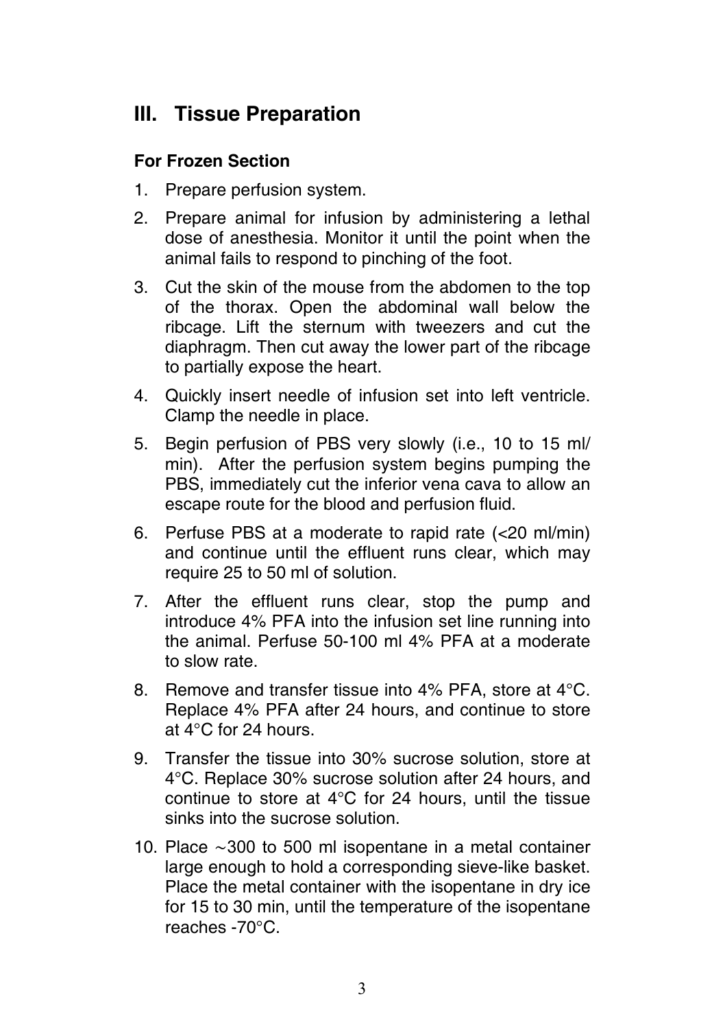## III. Tissue Preparation

### For Frozen Section

1. Prepare perfusion system.
2. Prepare animal for infusion by administering a lethal dose of anesthesia. Monitor it until the point when the animal fails to respond to pinching of the foot.
3. Cut the skin of the mouse from the abdomen to the top of the thorax. Open the abdominal wall below the ribcage. Lift the sternum with tweezers and cut the diaphragm. Then cut away the lower part of the ribcage to partially expose the heart.
4. Quickly insert needle of infusion set into left ventricle. Clamp the needle in place.
5. Begin perfusion of PBS very slowly (i.e., 10 to 15 ml/min). After the perfusion system begins pumping the PBS, immediately cut the inferior vena cava to allow an escape route for the blood and perfusion fluid.
6. Perfuse PBS at a moderate to rapid rate (<20 ml/min) and continue until the effluent runs clear, which may require 25 to 50 ml of solution.
7. After the effluent runs clear, stop the pump and introduce 4% PFA into the infusion set line running into the animal. Perfuse 50-100 ml 4% PFA at a moderate to slow rate.
8. Remove and transfer tissue into 4% PFA, store at 4°C. Replace 4% PFA after 24 hours, and continue to store at 4°C for 24 hours.
9. Transfer the tissue into 30% sucrose solution, store at 4°C. Replace 30% sucrose solution after 24 hours, and continue to store at 4°C for 24 hours, until the tissue sinks into the sucrose solution.
10. Place ~300 to 500 ml isopentane in a metal container large enough to hold a corresponding sieve-like basket. Place the metal container with the isopentane in dry ice for 15 to 30 min, until the temperature of the isopentane reaches -70°C.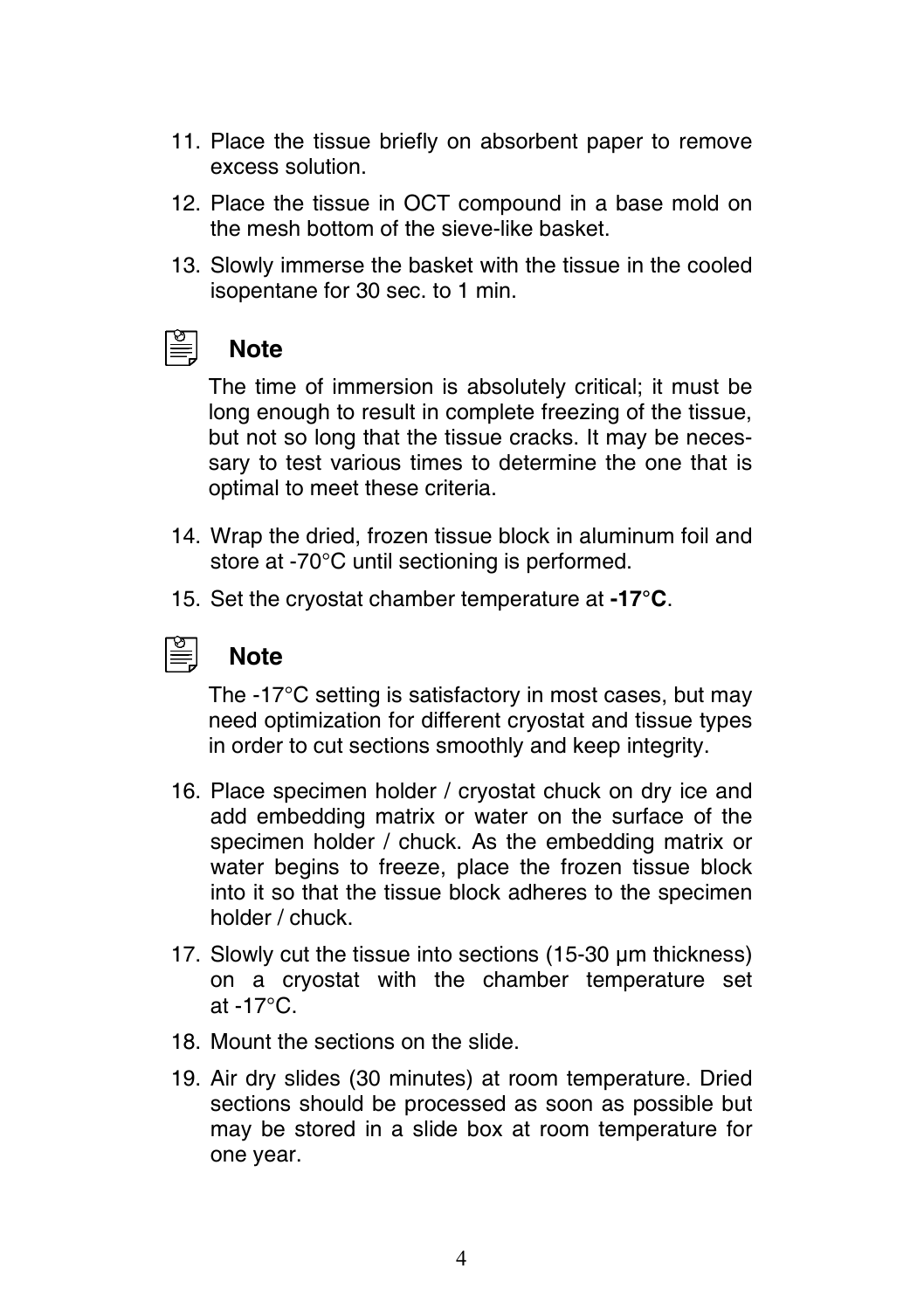11. Place the tissue briefly on absorbent paper to remove excess solution.
12. Place the tissue in OCT compound in a base mold on the mesh bottom of the sieve-like basket.
13. Slowly immerse the basket with the tissue in the cooled isopentane for 30 sec. to 1 min.

### Note

The time of immersion is absolutely critical; it must be long enough to result in complete freezing of the tissue, but not so long that the tissue cracks. It may be necessary to test various times to determine the one that is optimal to meet these criteria.

14. Wrap the dried, frozen tissue block in aluminum foil and store at -70°C until sectioning is performed.
15. Set the cryostat chamber temperature at **-17°C**.

### Note

The -17°C setting is satisfactory in most cases, but may need optimization for different cryostat and tissue types in order to cut sections smoothly and keep integrity.

16. Place specimen holder / cryostat chuck on dry ice and add embedding matrix or water on the surface of the specimen holder / chuck. As the embedding matrix or water begins to freeze, place the frozen tissue block into it so that the tissue block adheres to the specimen holder / chuck.
17. Slowly cut the tissue into sections (15-30 µm thickness) on a cryostat with the chamber temperature set at -17°C.
18. Mount the sections on the slide.
19. Air dry slides (30 minutes) at room temperature. Dried sections should be processed as soon as possible but may be stored in a slide box at room temperature for one year.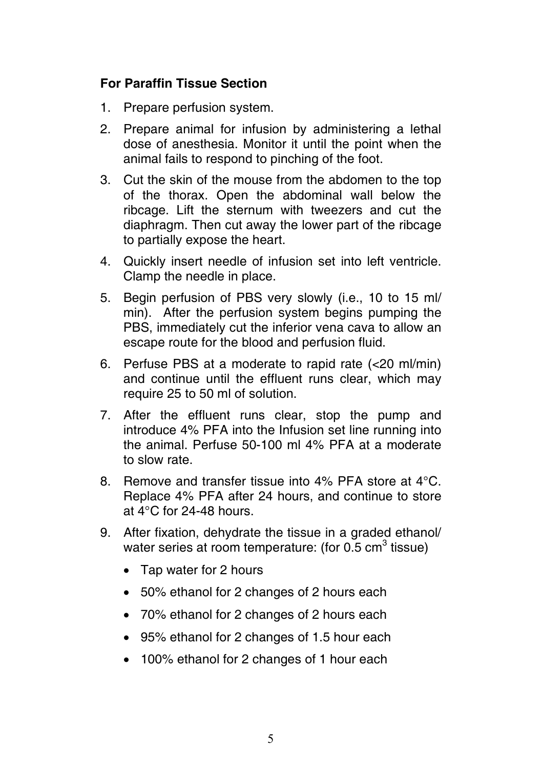**For Paraffin Tissue Section**

1. Prepare perfusion system.
2. Prepare animal for infusion by administering a lethal dose of anesthesia. Monitor it until the point when the animal fails to respond to pinching of the foot.
3. Cut the skin of the mouse from the abdomen to the top of the thorax. Open the abdominal wall below the ribcage. Lift the sternum with tweezers and cut the diaphragm. Then cut away the lower part of the ribcage to partially expose the heart.
4. Quickly insert needle of infusion set into left ventricle. Clamp the needle in place.
5. Begin perfusion of PBS very slowly (i.e., 10 to 15 ml/min). After the perfusion system begins pumping the PBS, immediately cut the inferior vena cava to allow an escape route for the blood and perfusion fluid.
6. Perfuse PBS at a moderate to rapid rate (<20 ml/min) and continue until the effluent runs clear, which may require 25 to 50 ml of solution.
7. After the effluent runs clear, stop the pump and introduce 4% PFA into the Infusion set line running into the animal. Perfuse 50-100 ml 4% PFA at a moderate to slow rate.
8. Remove and transfer tissue into 4% PFA store at 4°C. Replace 4% PFA after 24 hours, and continue to store at 4°C for 24-48 hours.
9. After fixation, dehydrate the tissue in a graded ethanol/water series at room temperature: (for 0.5 $cm^3$ tissue)
   - Tap water for 2 hours
   - 50% ethanol for 2 changes of 2 hours each
   - 70% ethanol for 2 changes of 2 hours each
   - 95% ethanol for 2 changes of 1.5 hour each
   - 100% ethanol for 2 changes of 1 hour each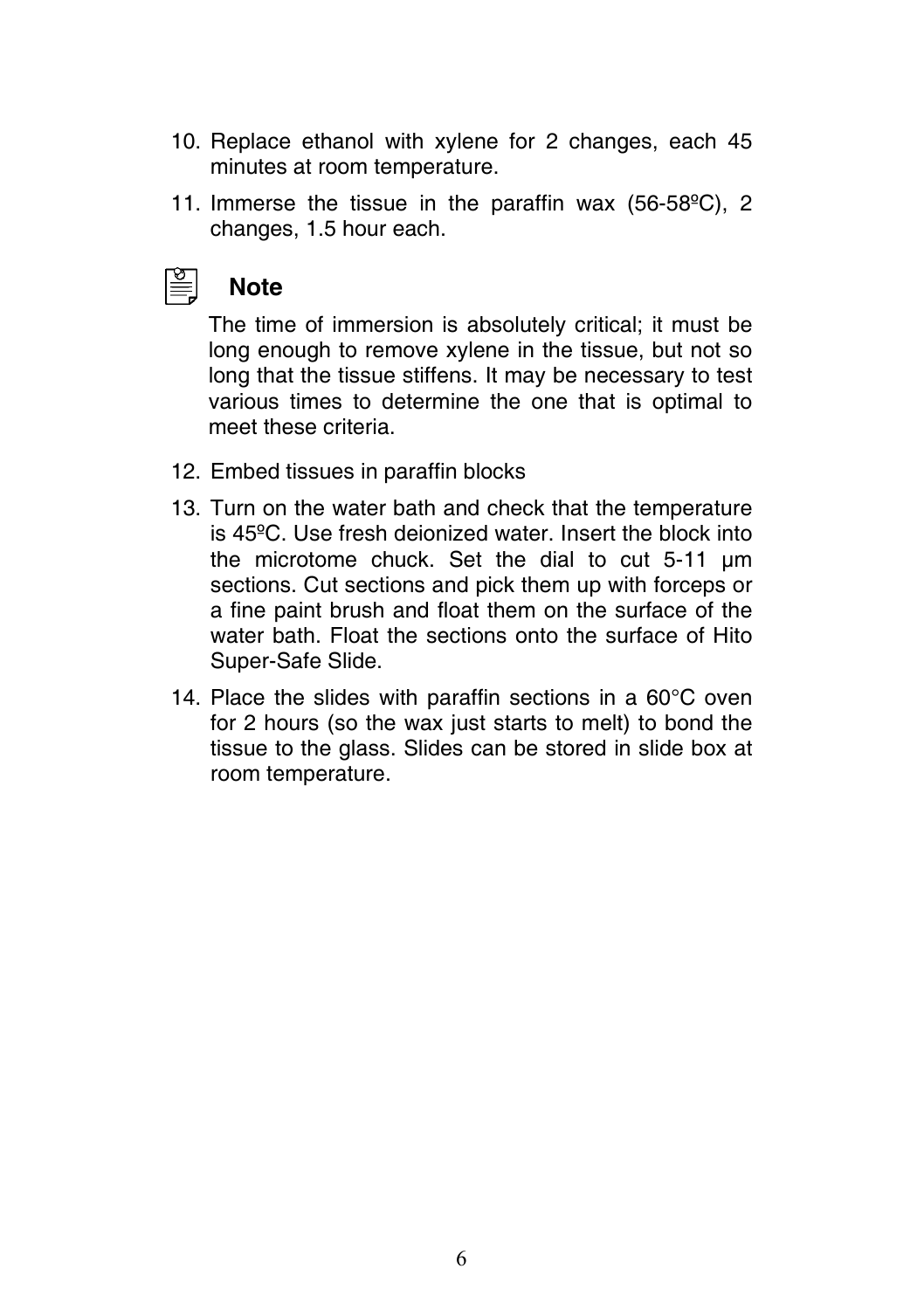10. Replace ethanol with xylene for 2 changes, each 45 minutes at room temperature.
11. Immerse the tissue in the paraffin wax (56-58ºC), 2 changes, 1.5 hour each.

**Note**

The time of immersion is absolutely critical; it must be long enough to remove xylene in the tissue, but not so long that the tissue stiffens. It may be necessary to test various times to determine the one that is optimal to meet these criteria.

12. Embed tissues in paraffin blocks
13. Turn on the water bath and check that the temperature is 45ºC. Use fresh deionized water. Insert the block into the microtome chuck. Set the dial to cut 5-11 μm sections. Cut sections and pick them up with forceps or a fine paint brush and float them on the surface of the water bath. Float the sections onto the surface of Hito Super-Safe Slide.
14. Place the slides with paraffin sections in a 60°C oven for 2 hours (so the wax just starts to melt) to bond the tissue to the glass. Slides can be stored in slide box at room temperature.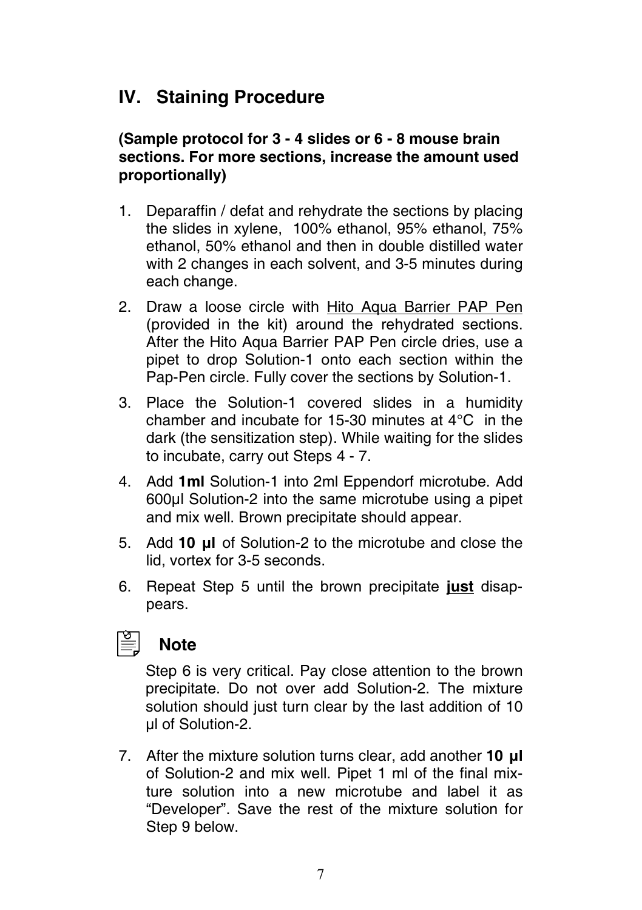## IV. Staining Procedure

**(Sample protocol for 3 - 4 slides or 6 - 8 mouse brain sections. For more sections, increase the amount used proportionally)**

1. Deparaffin / defat and rehydrate the sections by placing the slides in xylene, 100% ethanol, 95% ethanol, 75% ethanol, 50% ethanol and then in double distilled water with 2 changes in each solvent, and 3-5 minutes during each change.
2. Draw a loose circle with <u>Hito Aqua Barrier PAP Pen</u> (provided in the kit) around the rehydrated sections. After the Hito Aqua Barrier PAP Pen circle dries, use a pipet to drop Solution-1 onto each section within the Pap-Pen circle. Fully cover the sections by Solution-1.
3. Place the Solution-1 covered slides in a humidity chamber and incubate for 15-30 minutes at 4°C in the dark (the sensitization step). While waiting for the slides to incubate, carry out Steps 4 - 7.
4. Add **1ml** Solution-1 into 2ml Eppendorf microtube. Add 600μl Solution-2 into the same microtube using a pipet and mix well. Brown precipitate should appear.
5. Add **10 μl** of Solution-2 to the microtube and close the lid, vortex for 3-5 seconds.
6. Repeat Step 5 until the brown precipitate **<u>just</u>** disappears.

### Note

Step 6 is very critical. Pay close attention to the brown precipitate. Do not over add Solution-2. The mixture solution should just turn clear by the last addition of 10 μl of Solution-2.

7. After the mixture solution turns clear, add another **10 μl** of Solution-2 and mix well. Pipet 1 ml of the final mixture solution into a new microtube and label it as "Developer". Save the rest of the mixture solution for Step 9 below.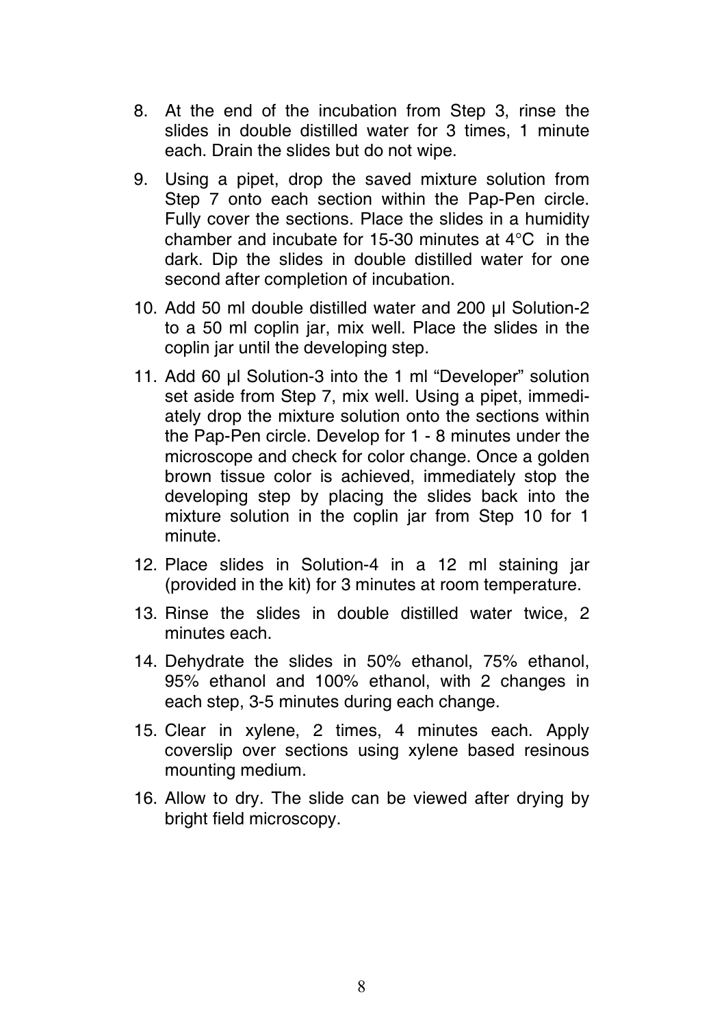8. At the end of the incubation from Step 3, rinse the slides in double distilled water for 3 times, 1 minute each. Drain the slides but do not wipe.

9. Using a pipet, drop the saved mixture solution from Step 7 onto each section within the Pap-Pen circle. Fully cover the sections. Place the slides in a humidity chamber and incubate for 15-30 minutes at 4°C in the dark. Dip the slides in double distilled water for one second after completion of incubation.

10. Add 50 ml double distilled water and 200 µl Solution-2 to a 50 ml coplin jar, mix well. Place the slides in the coplin jar until the developing step.

11. Add 60 µl Solution-3 into the 1 ml "Developer" solution set aside from Step 7, mix well. Using a pipet, immediately drop the mixture solution onto the sections within the Pap-Pen circle. Develop for 1 - 8 minutes under the microscope and check for color change. Once a golden brown tissue color is achieved, immediately stop the developing step by placing the slides back into the mixture solution in the coplin jar from Step 10 for 1 minute.

12. Place slides in Solution-4 in a 12 ml staining jar (provided in the kit) for 3 minutes at room temperature.

13. Rinse the slides in double distilled water twice, 2 minutes each.

14. Dehydrate the slides in 50% ethanol, 75% ethanol, 95% ethanol and 100% ethanol, with 2 changes in each step, 3-5 minutes during each change.

15. Clear in xylene, 2 times, 4 minutes each. Apply coverslip over sections using xylene based resinous mounting medium.

16. Allow to dry. The slide can be viewed after drying by bright field microscopy.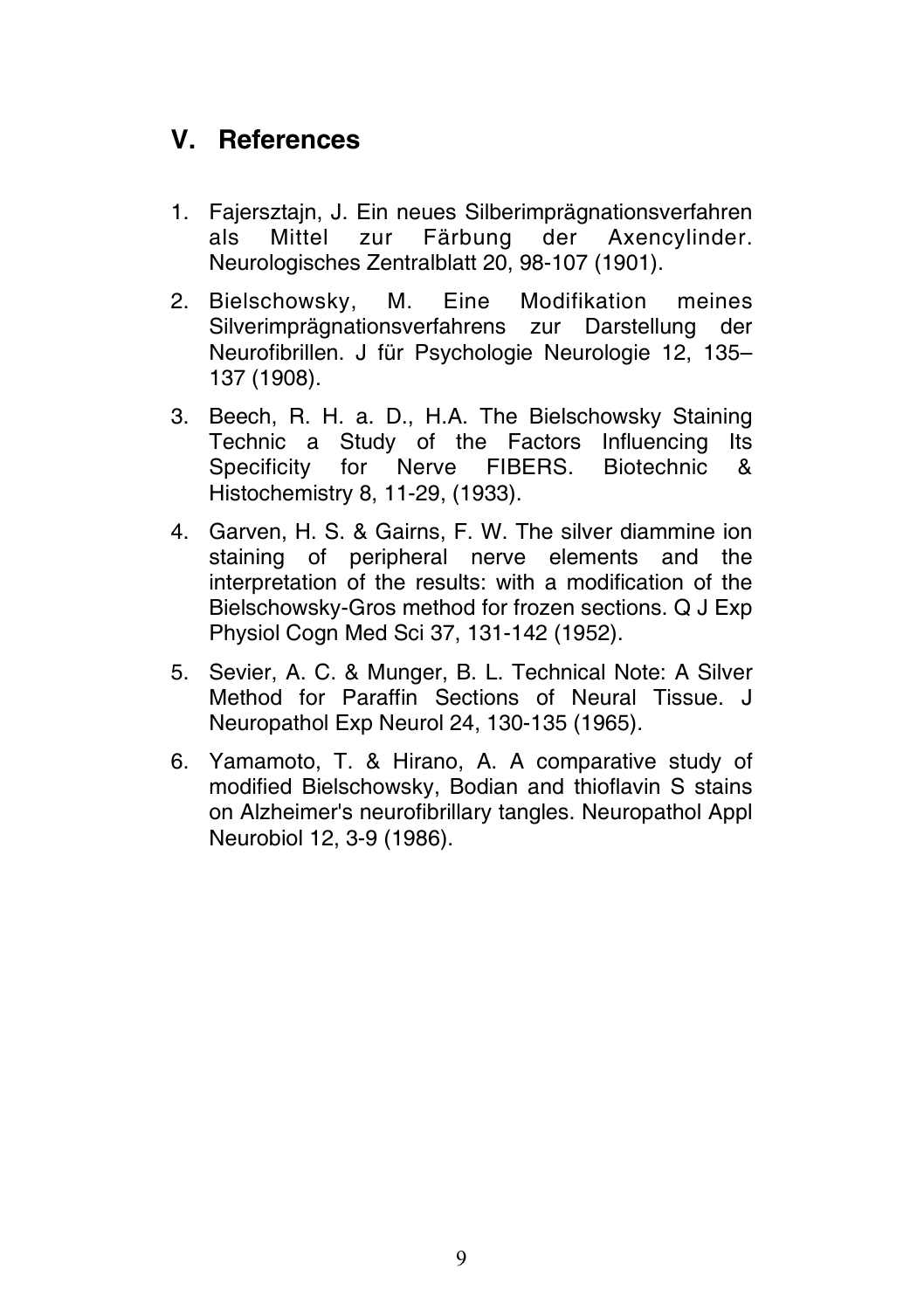## V. References

1. Fajersztajn, J. Ein neues Silberimprägnationsverfahren als Mittel zur Färbung der Axencylinder. Neurologisches Zentralblatt 20, 98-107 (1901).
2. Bielschowsky, M. Eine Modifikation meines Silverimprägnationsverfahrens zur Darstellung der Neurofibrillen. J für Psychologie Neurologie 12, 135–137 (1908).
3. Beech, R. H. a. D., H.A. The Bielschowsky Staining Technic a Study of the Factors Influencing Its Specificity for Nerve FIBERS. Biotechnic & Histochemistry 8, 11-29, (1933).
4. Garven, H. S. & Gairns, F. W. The silver diammine ion staining of peripheral nerve elements and the interpretation of the results: with a modification of the Bielschowsky-Gros method for frozen sections. Q J Exp Physiol Cogn Med Sci 37, 131-142 (1952).
5. Sevier, A. C. & Munger, B. L. Technical Note: A Silver Method for Paraffin Sections of Neural Tissue. J Neuropathol Exp Neurol 24, 130-135 (1965).
6. Yamamoto, T. & Hirano, A. A comparative study of modified Bielschowsky, Bodian and thioflavin S stains on Alzheimer's neurofibrillary tangles. Neuropathol Appl Neurobiol 12, 3-9 (1986).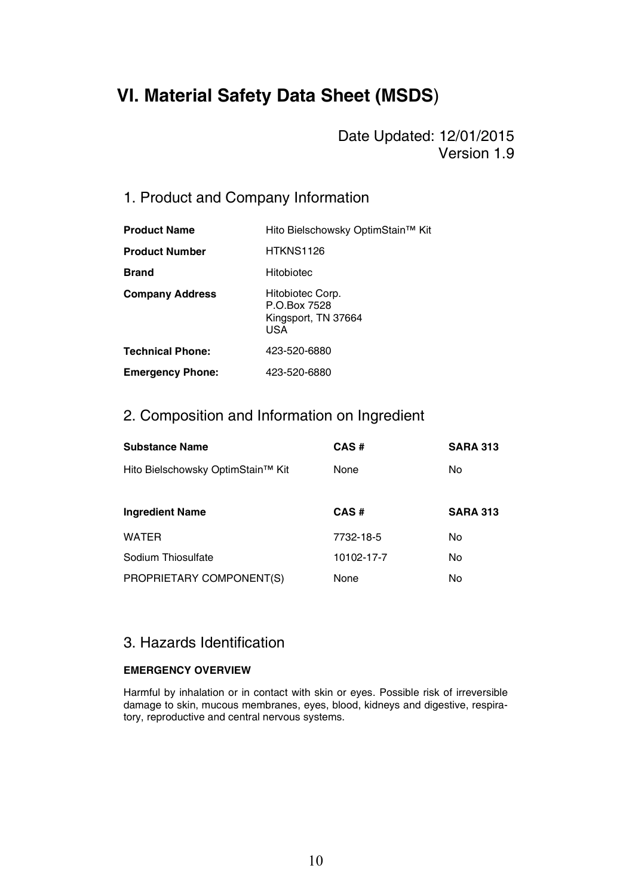# VI. Material Safety Data Sheet (MSDS)

Date Updated: 12/01/2015
Version 1.9

## 1. Product and Company Information

| | |
|---|---|
| **Product Name** | Hito Bielschowsky OptimStain™ Kit |
| **Product Number** | HTKNS1126 |
| **Brand** | Hitobiotec |
| **Company Address** | Hitobiotec Corp.<br>P.O.Box 7528<br>Kingsport, TN 37664<br>USA |
| **Technical Phone:** | 423-520-6880 |
| **Emergency Phone:** | 423-520-6880 |

## 2. Composition and Information on Ingredient

| **Substance Name** | **CAS #** | **SARA 313** |
|---|---|---|
| Hito Bielschowsky OptimStain™ Kit | None | No |

| **Ingredient Name** | **CAS #** | **SARA 313** |
|---|---|---|
| WATER | 7732-18-5 | No |
| Sodium Thiosulfate | 10102-17-7 | No |
| PROPRIETARY COMPONENT(S) | None | No |

## 3. Hazards Identification

**EMERGENCY OVERVIEW**

Harmful by inhalation or in contact with skin or eyes. Possible risk of irreversible damage to skin, mucous membranes, eyes, blood, kidneys and digestive, respiratory, reproductive and central nervous systems.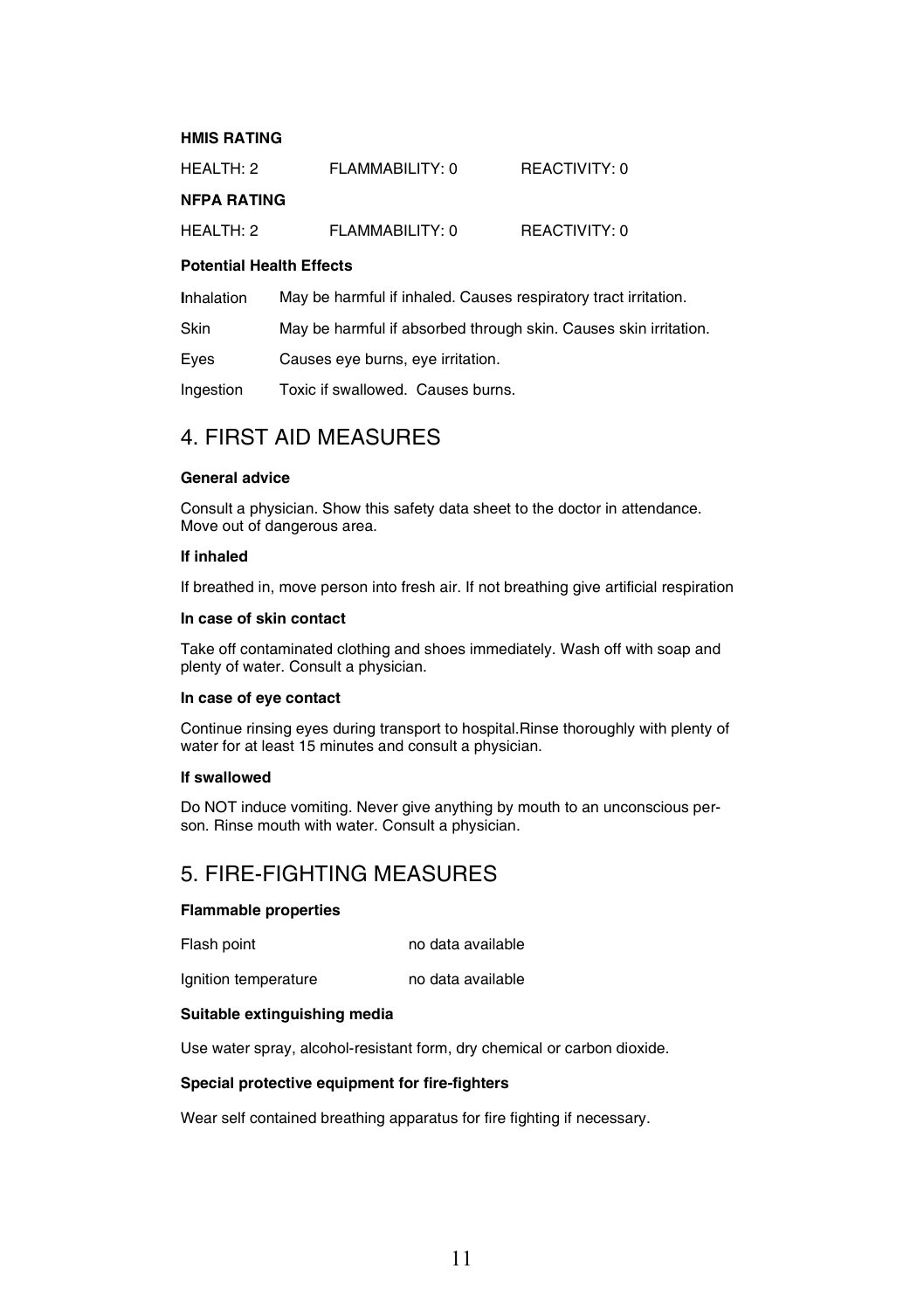**HMIS RATING**

| HEALTH: 2 | FLAMMABILITY: 0 | REACTIVITY: 0 |
|---|---|---|

**NFPA RATING**

| HEALTH: 2 | FLAMMABILITY: 0 | REACTIVITY: 0 |
|---|---|---|

**Potential Health Effects**

| | |
|---|---|
| Inhalation | May be harmful if inhaled. Causes respiratory tract irritation. |
| Skin | May be harmful if absorbed through skin. Causes skin irritation. |
| Eyes | Causes eye burns, eye irritation. |
| Ingestion | Toxic if swallowed. Causes burns. |

## 4. FIRST AID MEASURES

**General advice**

Consult a physician. Show this safety data sheet to the doctor in attendance. Move out of dangerous area.

**If inhaled**

If breathed in, move person into fresh air. If not breathing give artificial respiration

**In case of skin contact**

Take off contaminated clothing and shoes immediately. Wash off with soap and plenty of water. Consult a physician.

**In case of eye contact**

Continue rinsing eyes during transport to hospital.Rinse thoroughly with plenty of water for at least 15 minutes and consult a physician.

**If swallowed**

Do NOT induce vomiting. Never give anything by mouth to an unconscious person. Rinse mouth with water. Consult a physician.

## 5. FIRE-FIGHTING MEASURES

**Flammable properties**

| | |
|---|---|
| Flash point | no data available |
| Ignition temperature | no data available |

**Suitable extinguishing media**

Use water spray, alcohol-resistant form, dry chemical or carbon dioxide.

**Special protective equipment for fire-fighters**

Wear self contained breathing apparatus for fire fighting if necessary.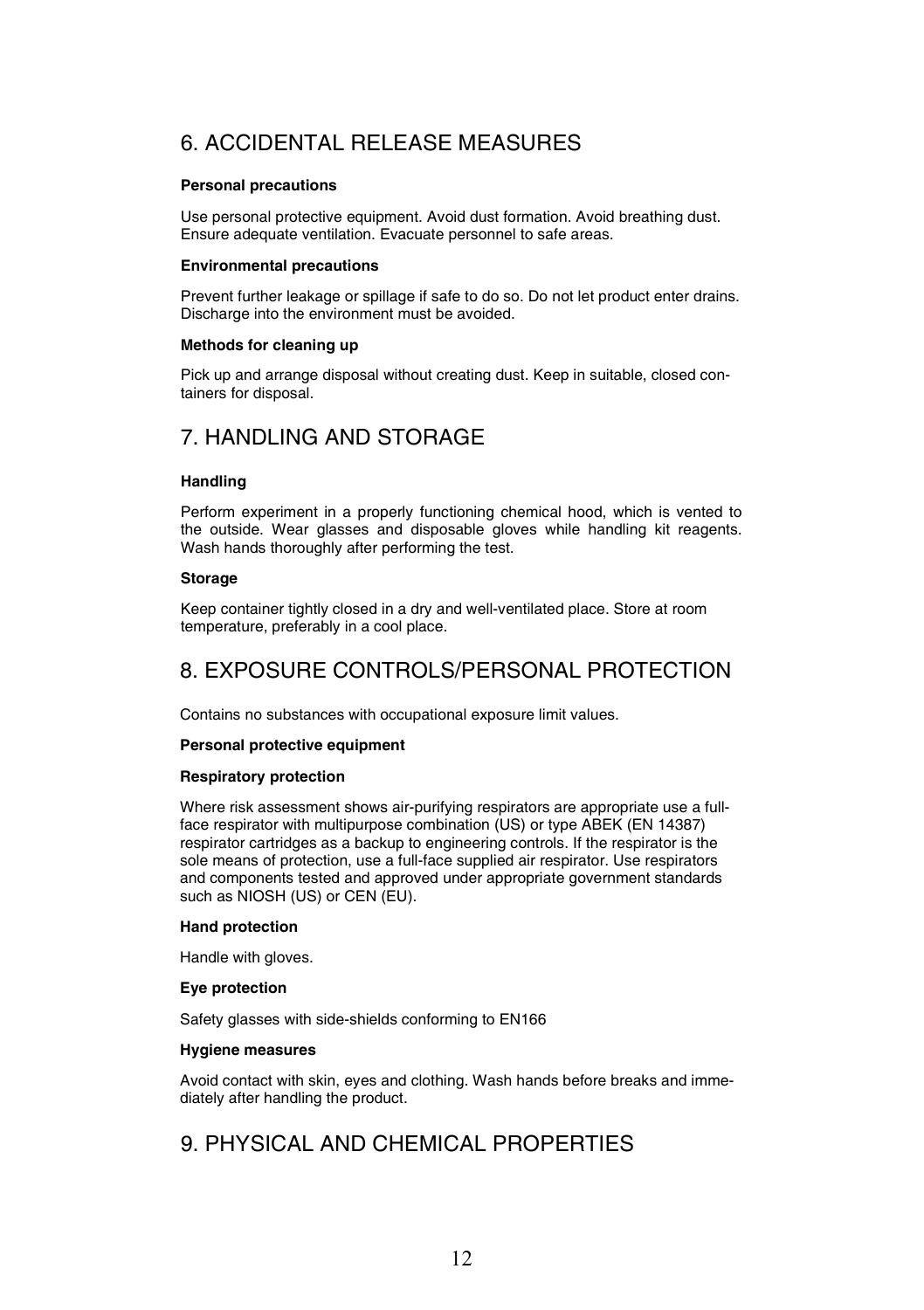## 6. ACCIDENTAL RELEASE MEASURES

**Personal precautions**

Use personal protective equipment. Avoid dust formation. Avoid breathing dust. Ensure adequate ventilation. Evacuate personnel to safe areas.

**Environmental precautions**

Prevent further leakage or spillage if safe to do so. Do not let product enter drains. Discharge into the environment must be avoided.

**Methods for cleaning up**

Pick up and arrange disposal without creating dust. Keep in suitable, closed containers for disposal.

## 7. HANDLING AND STORAGE

**Handling**

Perform experiment in a properly functioning chemical hood, which is vented to the outside. Wear glasses and disposable gloves while handling kit reagents. Wash hands thoroughly after performing the test.

**Storage**

Keep container tightly closed in a dry and well-ventilated place. Store at room temperature, preferably in a cool place.

## 8. EXPOSURE CONTROLS/PERSONAL PROTECTION

Contains no substances with occupational exposure limit values.

**Personal protective equipment**

**Respiratory protection**

Where risk assessment shows air-purifying respirators are appropriate use a full-face respirator with multipurpose combination (US) or type ABEK (EN 14387) respirator cartridges as a backup to engineering controls. If the respirator is the sole means of protection, use a full-face supplied air respirator. Use respirators and components tested and approved under appropriate government standards such as NIOSH (US) or CEN (EU).

**Hand protection**

Handle with gloves.

**Eye protection**

Safety glasses with side-shields conforming to EN166

**Hygiene measures**

Avoid contact with skin, eyes and clothing. Wash hands before breaks and immediately after handling the product.

## 9. PHYSICAL AND CHEMICAL PROPERTIES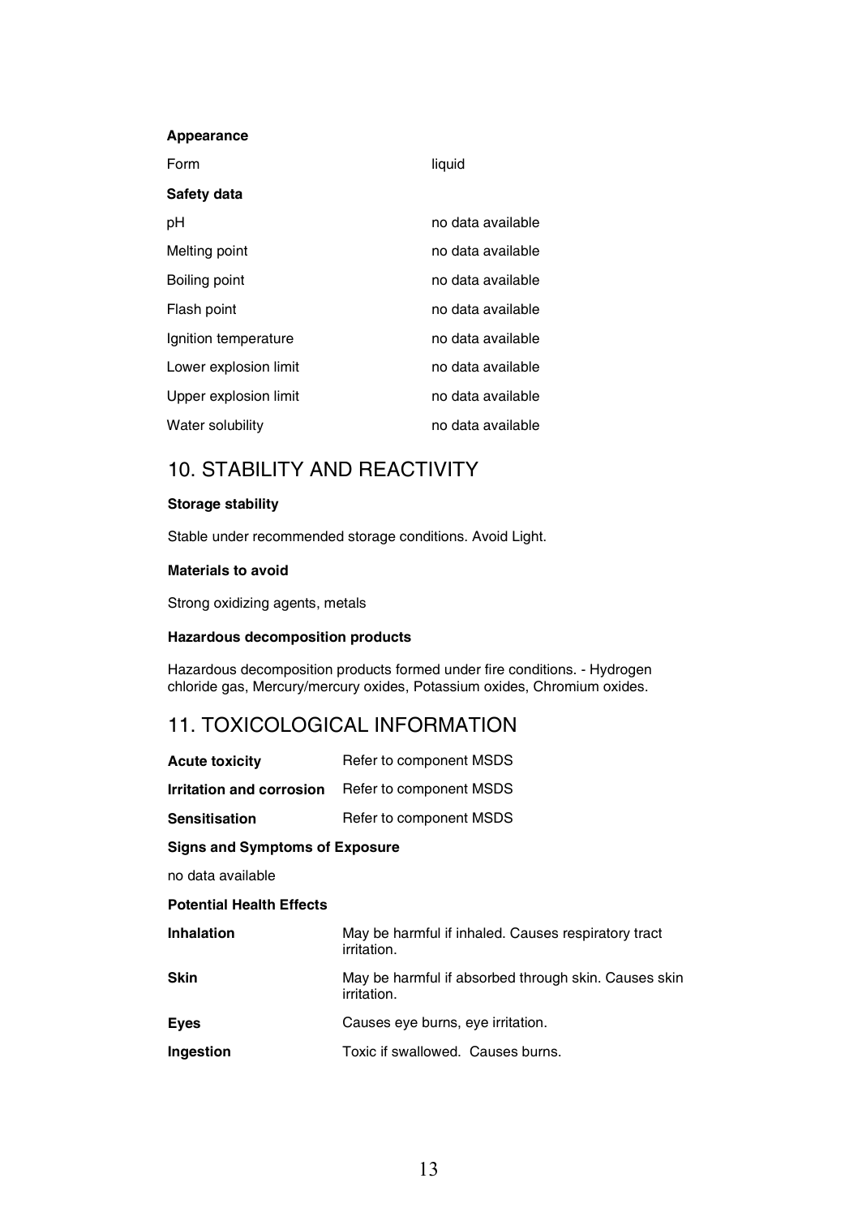**Appearance**

| | |
|---|---|
| Form | liquid |

**Safety data**

| | |
|---|---|
| pH | no data available |
| Melting point | no data available |
| Boiling point | no data available |
| Flash point | no data available |
| Ignition temperature | no data available |
| Lower explosion limit | no data available |
| Upper explosion limit | no data available |
| Water solubility | no data available |

## 10. STABILITY AND REACTIVITY

**Storage stability**

Stable under recommended storage conditions. Avoid Light.

**Materials to avoid**

Strong oxidizing agents, metals

**Hazardous decomposition products**

Hazardous decomposition products formed under fire conditions. - Hydrogen chloride gas, Mercury/mercury oxides, Potassium oxides, Chromium oxides.

## 11. TOXICOLOGICAL INFORMATION

| | |
|---|---|
| **Acute toxicity** | Refer to component MSDS |
| **Irritation and corrosion** | Refer to component MSDS |
| **Sensitisation** | Refer to component MSDS |

**Signs and Symptoms of Exposure**

no data available

**Potential Health Effects**

| | |
|---|---|
| **Inhalation** | May be harmful if inhaled. Causes respiratory tract irritation. |
| **Skin** | May be harmful if absorbed through skin. Causes skin irritation. |
| **Eyes** | Causes eye burns, eye irritation. |
| **Ingestion** | Toxic if swallowed. Causes burns. |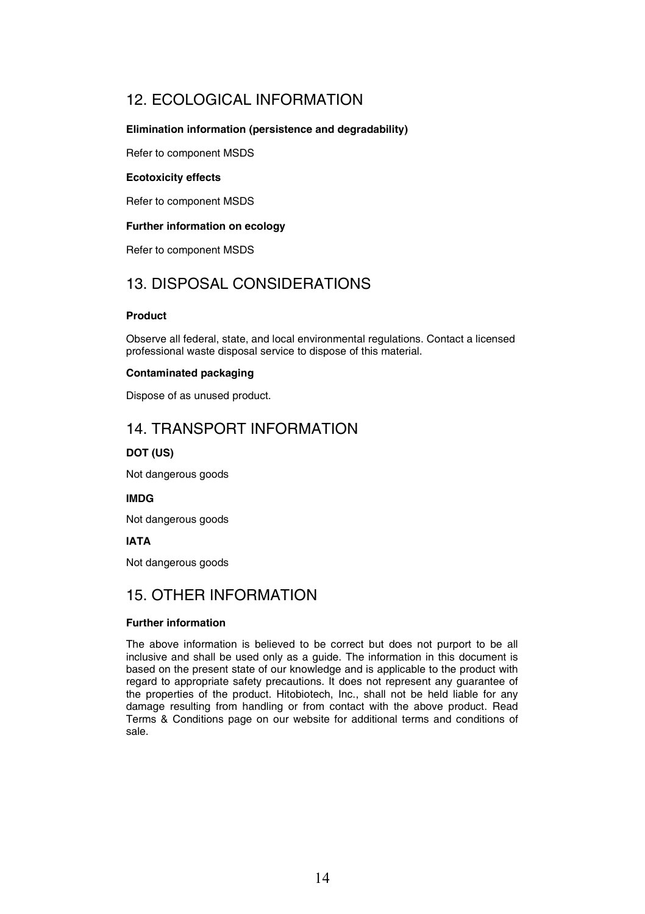## 12. ECOLOGICAL INFORMATION

**Elimination information (persistence and degradability)**

Refer to component MSDS

**Ecotoxicity effects**

Refer to component MSDS

**Further information on ecology**

Refer to component MSDS

## 13. DISPOSAL CONSIDERATIONS

**Product**

Observe all federal, state, and local environmental regulations. Contact a licensed professional waste disposal service to dispose of this material.

**Contaminated packaging**

Dispose of as unused product.

## 14. TRANSPORT INFORMATION

**DOT (US)**

Not dangerous goods

**IMDG**

Not dangerous goods

**IATA**

Not dangerous goods

## 15. OTHER INFORMATION

**Further information**

The above information is believed to be correct but does not purport to be all inclusive and shall be used only as a guide. The information in this document is based on the present state of our knowledge and is applicable to the product with regard to appropriate safety precautions. It does not represent any guarantee of the properties of the product. Hitobiotech, Inc., shall not be held liable for any damage resulting from handling or from contact with the above product. Read Terms & Conditions page on our website for additional terms and conditions of sale.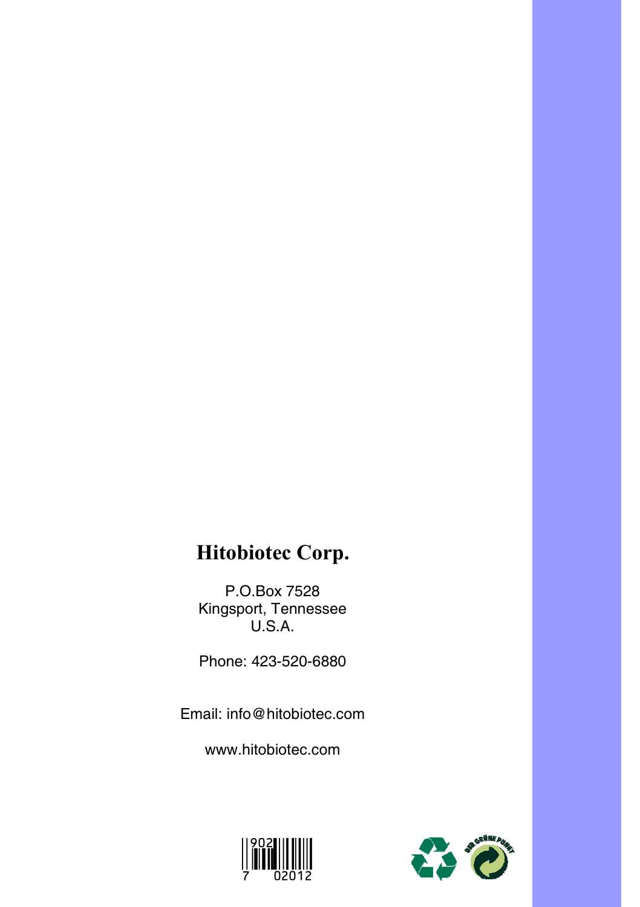# Hitobiotec Corp.

P.O.Box 7528
Kingsport, Tennessee
U.S.A.

Phone: 423-520-6880

Email: info@hitobiotec.com

www.hitobiotec.com